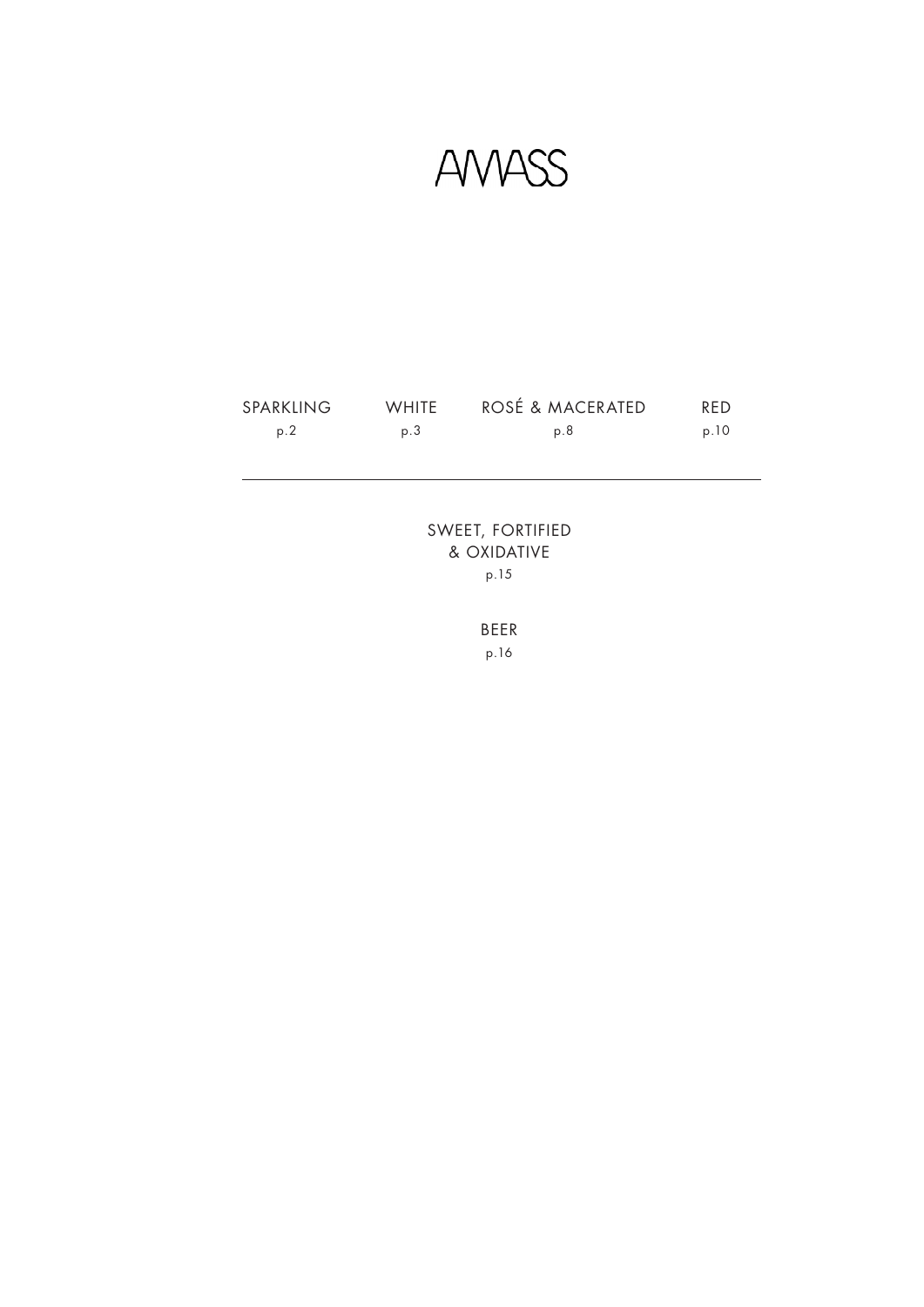# AMASS

SPARKLING
p.2

WHITE
p.3

ROSÉ & MACERATED
p.8

RED
p.10

---

SWEET, FORTIFIED
& OXIDATIVE
p.15

BEER
p.16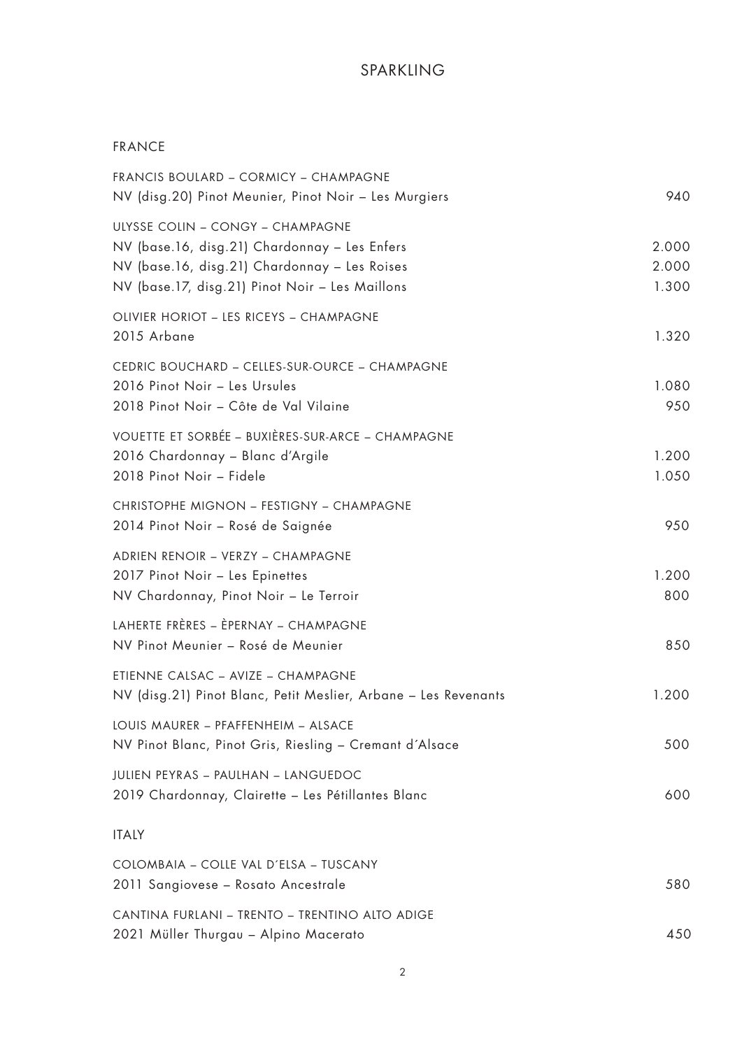# SPARKLING

## FRANCE

| | |
|---|---|
| FRANCIS BOULARD – CORMICY – CHAMPAGNE | |
| NV (disg.20) Pinot Meunier, Pinot Noir – Les Murgiers | 940 |
| ULYSSE COLIN – CONGY – CHAMPAGNE | |
| NV (base.16, disg.21) Chardonnay – Les Enfers | 2.000 |
| NV (base.16, disg.21) Chardonnay – Les Roises | 2.000 |
| NV (base.17, disg.21) Pinot Noir – Les Maillons | 1.300 |
| OLIVIER HORIOT – LES RICEYS – CHAMPAGNE | |
| 2015 Arbane | 1.320 |
| CEDRIC BOUCHARD – CELLES-SUR-OURCE – CHAMPAGNE | |
| 2016 Pinot Noir – Les Ursules | 1.080 |
| 2018 Pinot Noir – Côte de Val Vilaine | 950 |
| VOUETTE ET SORBÉE – BUXIÈRES-SUR-ARCE – CHAMPAGNE | |
| 2016 Chardonnay – Blanc d'Argile | 1.200 |
| 2018 Pinot Noir – Fidele | 1.050 |
| CHRISTOPHE MIGNON – FESTIGNY – CHAMPAGNE | |
| 2014 Pinot Noir – Rosé de Saignée | 950 |
| ADRIEN RENOIR – VERZY – CHAMPAGNE | |
| 2017 Pinot Noir – Les Epinettes | 1.200 |
| NV Chardonnay, Pinot Noir – Le Terroir | 800 |
| LAHERTE FRÈRES – ÈPERNAY – CHAMPAGNE | |
| NV Pinot Meunier – Rosé de Meunier | 850 |
| ETIENNE CALSAC – AVIZE – CHAMPAGNE | |
| NV (disg.21) Pinot Blanc, Petit Meslier, Arbane – Les Revenants | 1.200 |
| LOUIS MAURER – PFAFFENHEIM – ALSACE | |
| NV Pinot Blanc, Pinot Gris, Riesling – Cremant d´Alsace | 500 |
| JULIEN PEYRAS – PAULHAN – LANGUEDOC | |
| 2019 Chardonnay, Clairette – Les Pétillantes Blanc | 600 |

## ITALY

| | |
|---|---|
| COLOMBAIA – COLLE VAL D´ELSA – TUSCANY | |
| 2011 Sangiovese – Rosato Ancestrale | 580 |
| CANTINA FURLANI – TRENTO – TRENTINO ALTO ADIGE | |
| 2021 Müller Thurgau – Alpino Macerato | 450 |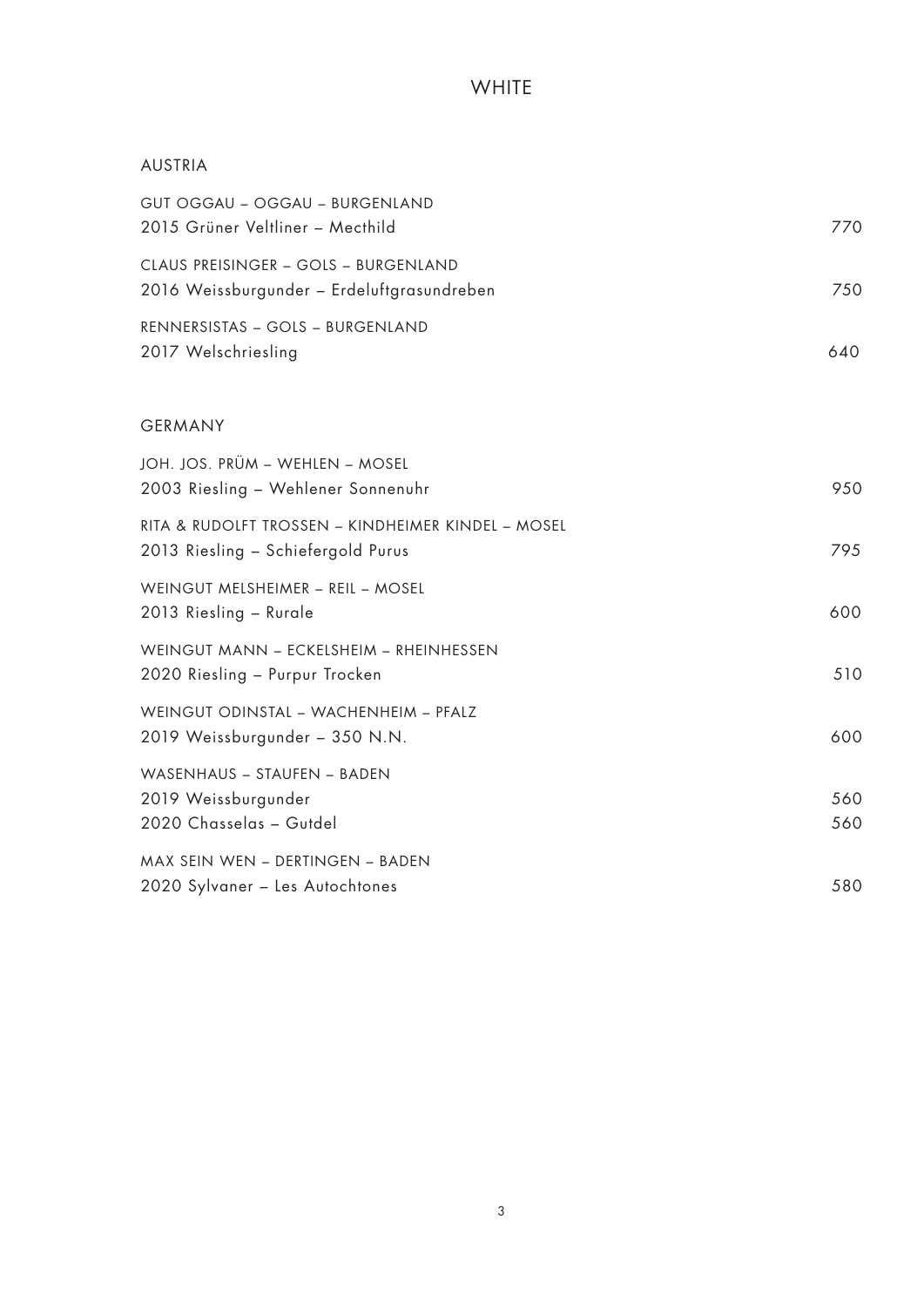# WHITE

## AUSTRIA

GUT OGGAU – OGGAU – BURGENLAND
2015 Grüner Veltliner – Mecthild 770

CLAUS PREISINGER – GOLS – BURGENLAND
2016 Weissburgunder – Erdeluftgrasundreben 750

RENNERSISTAS – GOLS – BURGENLAND
2017 Welschriesling 640

## GERMANY

JOH. JOS. PRÜM – WEHLEN – MOSEL
2003 Riesling – Wehlener Sonnenuhr 950

RITA & RUDOLFT TROSSEN – KINDHEIMER KINDEL – MOSEL
2013 Riesling – Schiefergold Purus 795

WEINGUT MELSHEIMER – REIL – MOSEL
2013 Riesling – Rurale 600

WEINGUT MANN – ECKELSHEIM – RHEINHESSEN
2020 Riesling – Purpur Trocken 510

WEINGUT ODINSTAL – WACHENHEIM – PFALZ
2019 Weissburgunder – 350 N.N. 600

WASENHAUS – STAUFEN – BADEN
2019 Weissburgunder 560
2020 Chasselas – Gutdel 560

MAX SEIN WEN – DERTINGEN – BADEN
2020 Sylvaner – Les Autochtones 580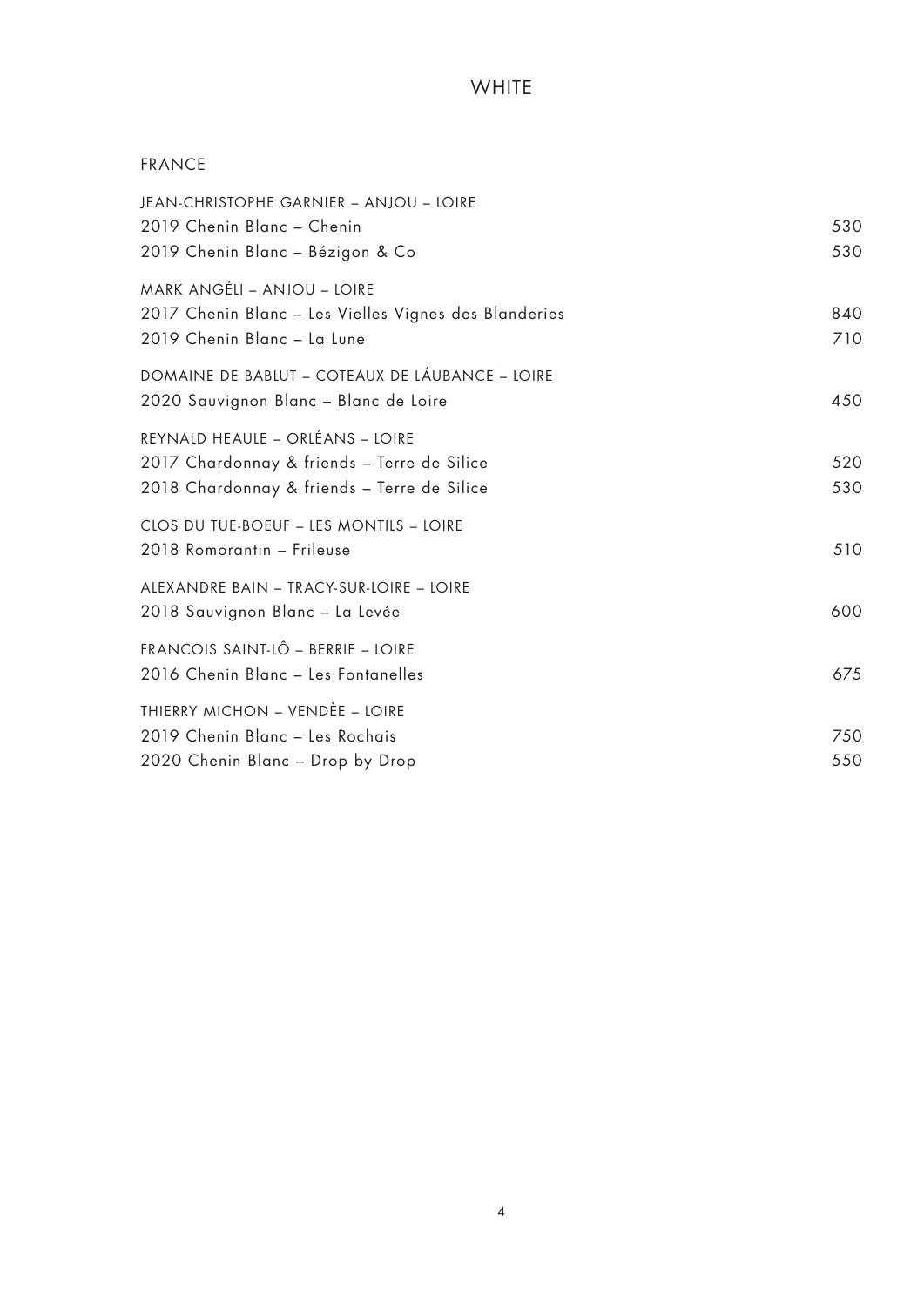# WHITE

## FRANCE

| | |
|---|---|
| JEAN-CHRISTOPHE GARNIER – ANJOU – LOIRE | |
| 2019 Chenin Blanc – Chenin | 530 |
| 2019 Chenin Blanc – Bézigon & Co | 530 |
| MARK ANGÉLI – ANJOU – LOIRE | |
| 2017 Chenin Blanc – Les Vielles Vignes des Blanderies | 840 |
| 2019 Chenin Blanc – La Lune | 710 |
| DOMAINE DE BABLUT – COTEAUX DE LÁUBANCE – LOIRE | |
| 2020 Sauvignon Blanc – Blanc de Loire | 450 |
| REYNALD HEAULE – ORLÉANS – LOIRE | |
| 2017 Chardonnay & friends – Terre de Silice | 520 |
| 2018 Chardonnay & friends – Terre de Silice | 530 |
| CLOS DU TUE-BOEUF – LES MONTILS – LOIRE | |
| 2018 Romorantin – Frileuse | 510 |
| ALEXANDRE BAIN – TRACY-SUR-LOIRE – LOIRE | |
| 2018 Sauvignon Blanc – La Levée | 600 |
| FRANCOIS SAINT-LÔ – BERRIE – LOIRE | |
| 2016 Chenin Blanc – Les Fontanelles | 675 |
| THIERRY MICHON – VENDÈE – LOIRE | |
| 2019 Chenin Blanc – Les Rochais | 750 |
| 2020 Chenin Blanc – Drop by Drop | 550 |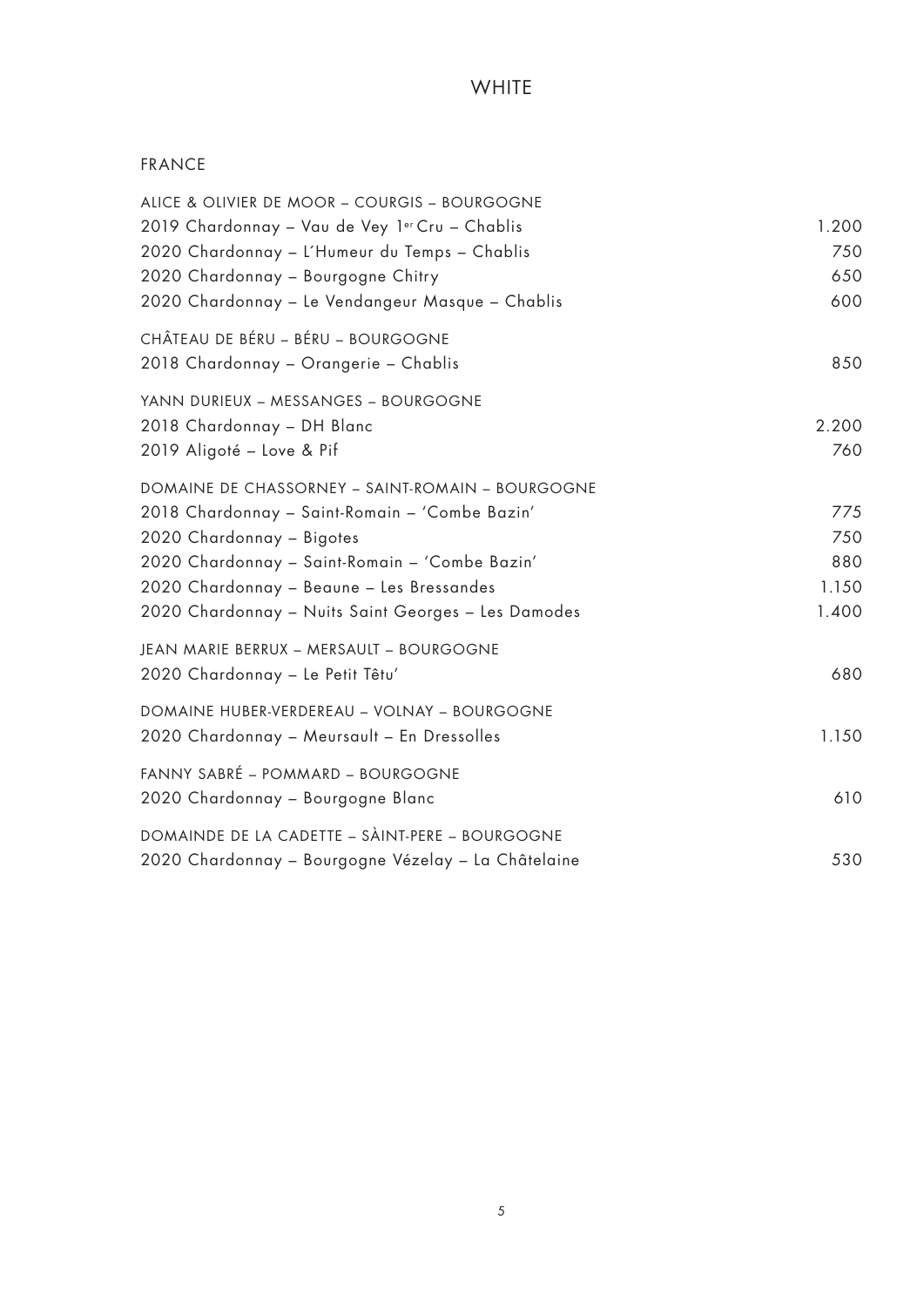# WHITE

## FRANCE

### ALICE & OLIVIER DE MOOR – COURGIS – BOURGOGNE

| | |
|---|---|
| 2019 Chardonnay – Vau de Vey 1er Cru – Chablis | 1.200 |
| 2020 Chardonnay – L´Humeur du Temps – Chablis | 750 |
| 2020 Chardonnay – Bourgogne Chitry | 650 |
| 2020 Chardonnay – Le Vendangeur Masque – Chablis | 600 |

### CHÂTEAU DE BÉRU – BÉRU – BOURGOGNE

| | |
|---|---|
| 2018 Chardonnay – Orangerie – Chablis | 850 |

### YANN DURIEUX – MESSANGES – BOURGOGNE

| | |
|---|---|
| 2018 Chardonnay – DH Blanc | 2.200 |
| 2019 Aligoté – Love & Pif | 760 |

### DOMAINE DE CHASSORNEY – SAINT-ROMAIN – BOURGOGNE

| | |
|---|---|
| 2018 Chardonnay – Saint-Romain – 'Combe Bazin' | 775 |
| 2020 Chardonnay – Bigotes | 750 |
| 2020 Chardonnay – Saint-Romain – 'Combe Bazin' | 880 |
| 2020 Chardonnay – Beaune – Les Bressandes | 1.150 |
| 2020 Chardonnay – Nuits Saint Georges – Les Damodes | 1.400 |

### JEAN MARIE BERRUX – MERSAULT – BOURGOGNE

| | |
|---|---|
| 2020 Chardonnay – Le Petit Têtu' | 680 |

### DOMAINE HUBER-VERDEREAU – VOLNAY – BOURGOGNE

| | |
|---|---|
| 2020 Chardonnay – Meursault – En Dressolles | 1.150 |

### FANNY SABRÉ – POMMARD – BOURGOGNE

| | |
|---|---|
| 2020 Chardonnay – Bourgogne Blanc | 610 |

### DOMAINDE DE LA CADETTE – SÀINT-PERE – BOURGOGNE

| | |
|---|---|
| 2020 Chardonnay – Bourgogne Vézelay – La Châtelaine | 530 |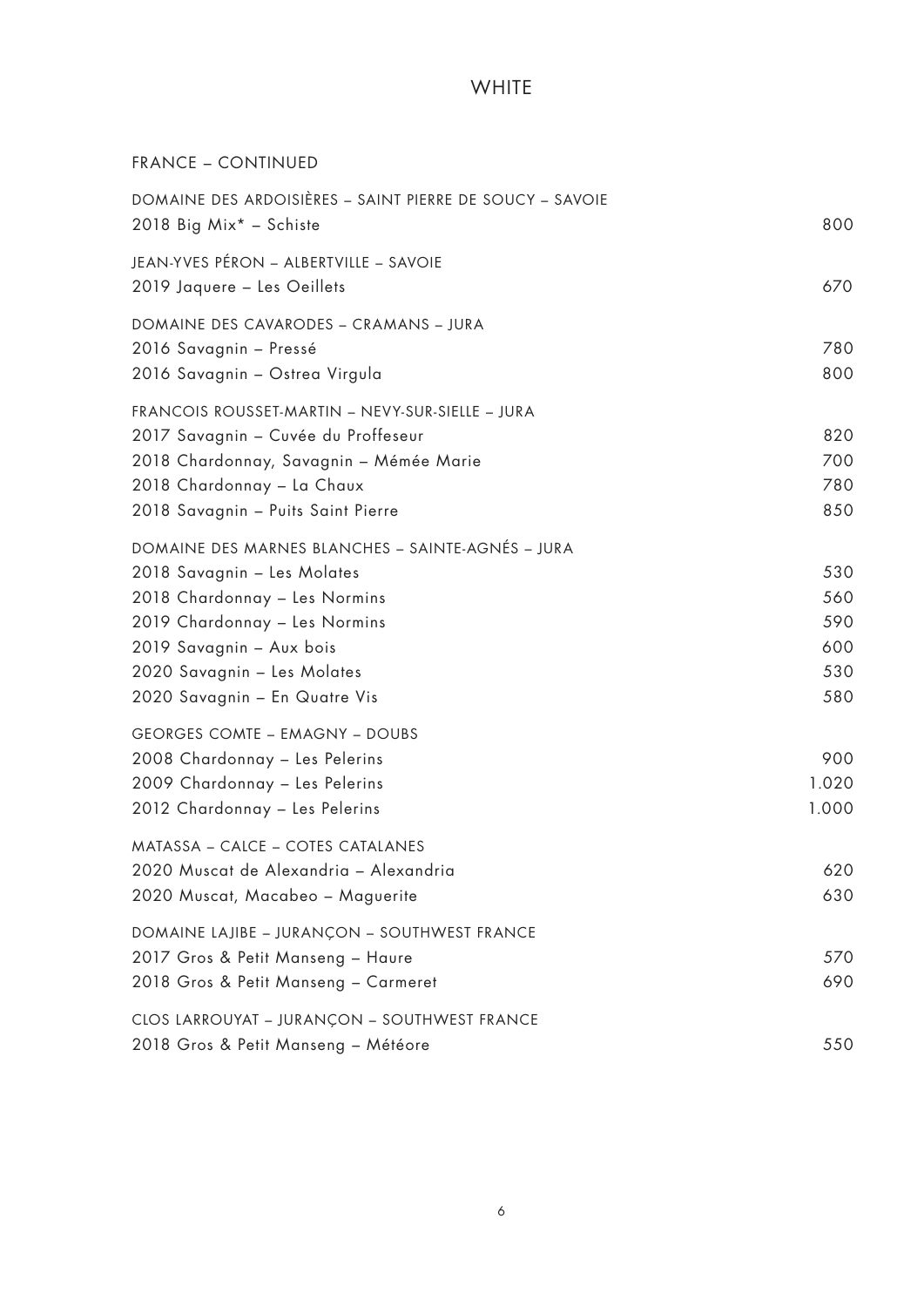# WHITE

## FRANCE – CONTINUED

| | |
|---|---|
| **DOMAINE DES ARDOISIÈRES – SAINT PIERRE DE SOUCY – SAVOIE** | |
| 2018 Big Mix* – Schiste | 800 |
| **JEAN-YVES PÉRON – ALBERTVILLE – SAVOIE** | |
| 2019 Jaquere – Les Oeillets | 670 |
| **DOMAINE DES CAVARODES – CRAMANS – JURA** | |
| 2016 Savagnin – Pressé | 780 |
| 2016 Savagnin – Ostrea Virgula | 800 |
| **FRANCOIS ROUSSET-MARTIN – NEVY-SUR-SIELLE – JURA** | |
| 2017 Savagnin – Cuvée du Proffeseur | 820 |
| 2018 Chardonnay, Savagnin – Mémée Marie | 700 |
| 2018 Chardonnay – La Chaux | 780 |
| 2018 Savagnin – Puits Saint Pierre | 850 |
| **DOMAINE DES MARNES BLANCHES – SAINTE-AGNÉS – JURA** | |
| 2018 Savagnin – Les Molates | 530 |
| 2018 Chardonnay – Les Normins | 560 |
| 2019 Chardonnay – Les Normins | 590 |
| 2019 Savagnin – Aux bois | 600 |
| 2020 Savagnin – Les Molates | 530 |
| 2020 Savagnin – En Quatre Vis | 580 |
| **GEORGES COMTE – EMAGNY – DOUBS** | |
| 2008 Chardonnay – Les Pelerins | 900 |
| 2009 Chardonnay – Les Pelerins | 1.020 |
| 2012 Chardonnay – Les Pelerins | 1.000 |
| **MATASSA – CALCE – COTES CATALANES** | |
| 2020 Muscat de Alexandria – Alexandria | 620 |
| 2020 Muscat, Macabeo – Maguerite | 630 |
| **DOMAINE LAJIBE – JURANÇON – SOUTHWEST FRANCE** | |
| 2017 Gros & Petit Manseng – Haure | 570 |
| 2018 Gros & Petit Manseng – Carmeret | 690 |
| **CLOS LARROUYAT – JURANÇON – SOUTHWEST FRANCE** | |
| 2018 Gros & Petit Manseng – Météore | 550 |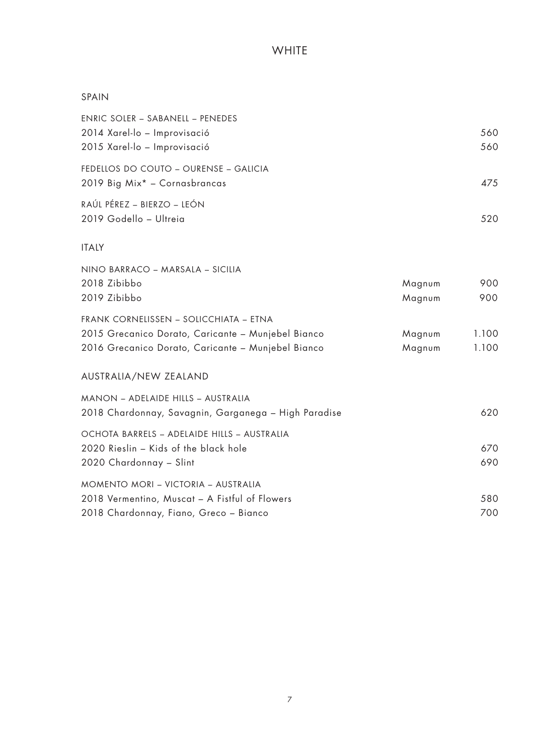# WHITE

## SPAIN

ENRIC SOLER – SABANELL – PENEDES

| | | |
|---|---|---|
| 2014 Xarel-lo – Improvisació | | 560 |
| 2015 Xarel-lo – Improvisació | | 560 |

FEDELLOS DO COUTO – OURENSE – GALICIA

| | | |
|---|---|---|
| 2019 Big Mix* – Cornasbrancas | | 475 |

RAÚL PÉREZ – BIERZO – LEÓN

| | | |
|---|---|---|
| 2019 Godello – Ultreia | | 520 |

## ITALY

NINO BARRACO – MARSALA – SICILIA

| | | |
|---|---|---|
| 2018 Zibibbo | Magnum | 900 |
| 2019 Zibibbo | Magnum | 900 |

FRANK CORNELISSEN – SOLICCHIATA – ETNA

| | | |
|---|---|---|
| 2015 Grecanico Dorato, Caricante – Munjebel Bianco | Magnum | 1.100 |
| 2016 Grecanico Dorato, Caricante – Munjebel Bianco | Magnum | 1.100 |

## AUSTRALIA/NEW ZEALAND

MANON – ADELAIDE HILLS – AUSTRALIA

| | | |
|---|---|---|
| 2018 Chardonnay, Savagnin, Garganega – High Paradise | | 620 |

OCHOTA BARRELS – ADELAIDE HILLS – AUSTRALIA

| | | |
|---|---|---|
| 2020 Rieslin – Kids of the black hole | | 670 |
| 2020 Chardonnay – Slint | | 690 |

MOMENTO MORI – VICTORIA – AUSTRALIA

| | | |
|---|---|---|
| 2018 Vermentino, Muscat – A Fistful of Flowers | | 580 |
| 2018 Chardonnay, Fiano, Greco – Bianco | | 700 |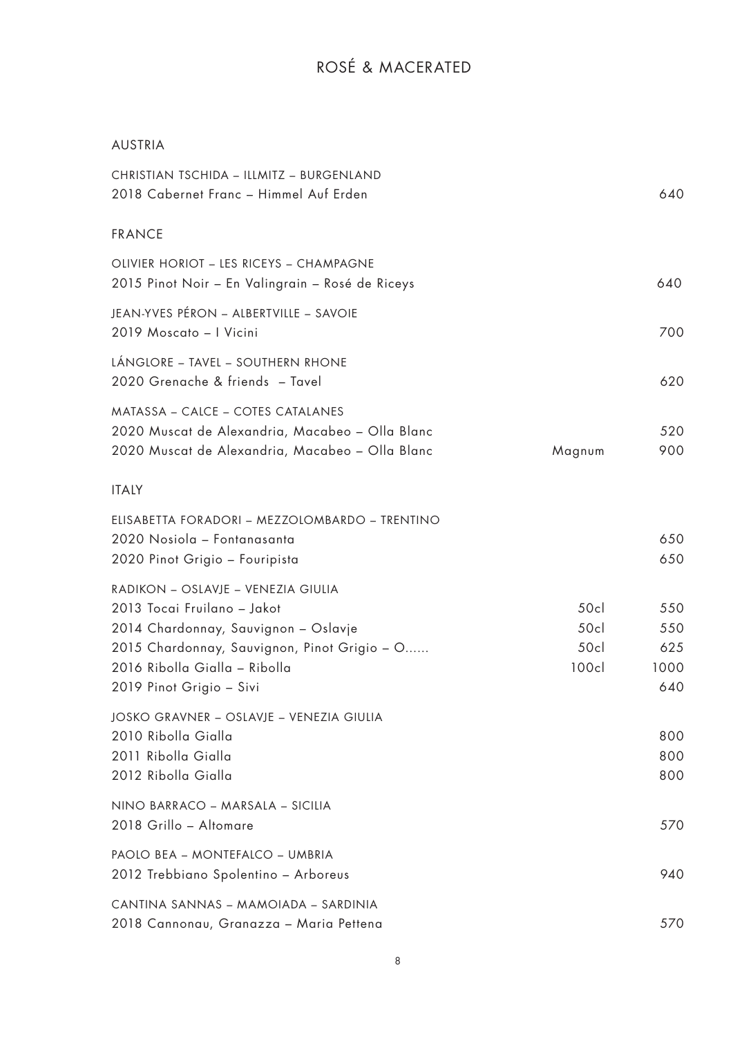# ROSÉ & MACERATED

## AUSTRIA

CHRISTIAN TSCHIDA – ILLMITZ – BURGENLAND

| | | |
|---|---|---|
| 2018 Cabernet Franc – Himmel Auf Erden | | 640 |

## FRANCE

OLIVIER HORIOT – LES RICEYS – CHAMPAGNE

| | | |
|---|---|---|
| 2015 Pinot Noir – En Valingrain – Rosé de Riceys | | 640 |

JEAN-YVES PÉRON – ALBERTVILLE – SAVOIE

| | | |
|---|---|---|
| 2019 Moscato – I Vicini | | 700 |

LÁNGLORE – TAVEL – SOUTHERN RHONE

| | | |
|---|---|---|
| 2020 Grenache & friends – Tavel | | 620 |

MATASSA – CALCE – COTES CATALANES

| | | |
|---|---|---|
| 2020 Muscat de Alexandria, Macabeo – Olla Blanc | | 520 |
| 2020 Muscat de Alexandria, Macabeo – Olla Blanc | Magnum | 900 |

## ITALY

ELISABETTA FORADORI – MEZZOLOMBARDO – TRENTINO

| | | |
|---|---|---|
| 2020 Nosiola – Fontanasanta | | 650 |
| 2020 Pinot Grigio – Fouripista | | 650 |

RADIKON – OSLAVJE – VENEZIA GIULIA

| | | |
|---|---|---|
| 2013 Tocai Fruilano – Jakot | 50cl | 550 |
| 2014 Chardonnay, Sauvignon – Oslavje | 50cl | 550 |
| 2015 Chardonnay, Sauvignon, Pinot Grigio – O...... | 50cl | 625 |
| 2016 Ribolla Gialla – Ribolla | 100cl | 1000 |
| 2019 Pinot Grigio – Sivi | | 640 |

JOSKO GRAVNER – OSLAVJE – VENEZIA GIULIA

| | | |
|---|---|---|
| 2010 Ribolla Gialla | | 800 |
| 2011 Ribolla Gialla | | 800 |
| 2012 Ribolla Gialla | | 800 |

NINO BARRACO – MARSALA – SICILIA

| | | |
|---|---|---|
| 2018 Grillo – Altomare | | 570 |

PAOLO BEA – MONTEFALCO – UMBRIA

| | | |
|---|---|---|
| 2012 Trebbiano Spolentino – Arboreus | | 940 |

CANTINA SANNAS – MAMOIADA – SARDINIA

| | | |
|---|---|---|
| 2018 Cannonau, Granazza – Maria Pettena | | 570 |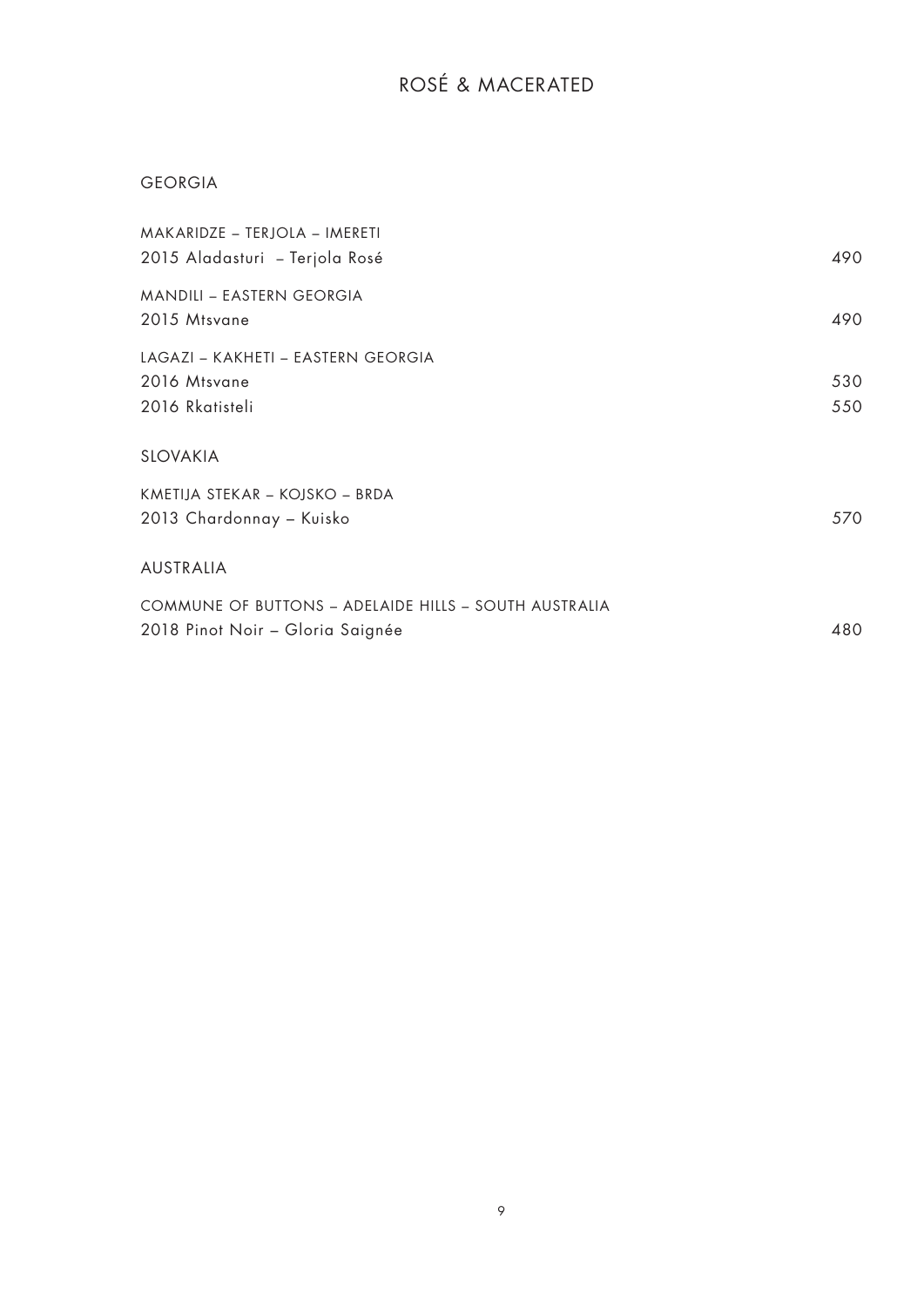# ROSÉ & MACERATED

## GEORGIA

MAKARIDZE – TERJOLA – IMERETI
2015 Aladasturi – Terjola Rosé 490

MANDILI – EASTERN GEORGIA
2015 Mtsvane 490

LAGAZI – KAKHETI – EASTERN GEORGIA
2016 Mtsvane 530
2016 Rkatisteli 550

## SLOVAKIA

KMETIJA STEKAR – KOJSKO – BRDA
2013 Chardonnay – Kuisko 570

## AUSTRALIA

COMMUNE OF BUTTONS – ADELAIDE HILLS – SOUTH AUSTRALIA
2018 Pinot Noir – Gloria Saignée 480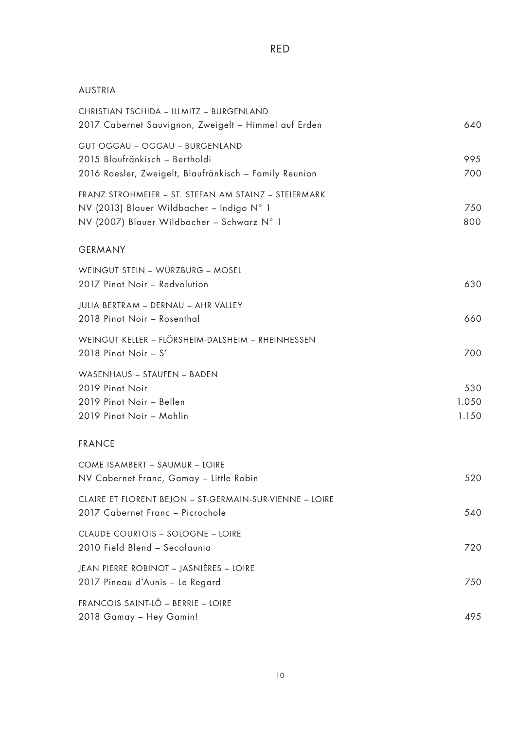# RED

## AUSTRIA

### CHRISTIAN TSCHIDA – ILLMITZ – BURGENLAND

2017 Cabernet Sauvignon, Zweigelt – Himmel auf Erden — 640

### GUT OGGAU – OGGAU – BURGENLAND

2015 Blaufränkisch – Bertholdi — 995
2016 Roesler, Zweigelt, Blaufränkisch – Family Reunion — 700

### FRANZ STROHMEIER – ST. STEFAN AM STAINZ – STEIERMARK

NV (2013) Blauer Wildbacher – Indigo N° 1 — 750
NV (2007) Blauer Wildbacher – Schwarz N° 1 — 800

## GERMANY

### WEINGUT STEIN – WÜRZBURG – MOSEL

2017 Pinot Noir – Redvolution — 630

### JULIA BERTRAM – DERNAU – AHR VALLEY

2018 Pinot Noir – Rosenthal — 660

### WEINGUT KELLER – FLÖRSHEIM-DALSHEIM – RHEINHESSEN

2018 Pinot Noir – S' — 700

### WASENHAUS – STAUFEN – BADEN

2019 Pinot Noir — 530
2019 Pinot Noir – Bellen — 1.050
2019 Pinot Noir – Mohlin — 1.150

## FRANCE

### COME ISAMBERT – SAUMUR – LOIRE

NV Cabernet Franc, Gamay – Little Robin — 520

### CLAIRE ET FLORENT BEJON – ST-GERMAIN-SUR-VIENNE – LOIRE

2017 Cabernet Franc – Picrochole — 540

### CLAUDE COURTOIS – SOLOGNE – LOIRE

2010 Field Blend – Secalaunia — 720

### JEAN PIERRE ROBINOT – JASNIÈRES – LOIRE

2017 Pineau d'Aunis – Le Regard — 750

### FRANCOIS SAINT-LÔ – BERRIE – LOIRE

2018 Gamay – Hey Gamin! — 495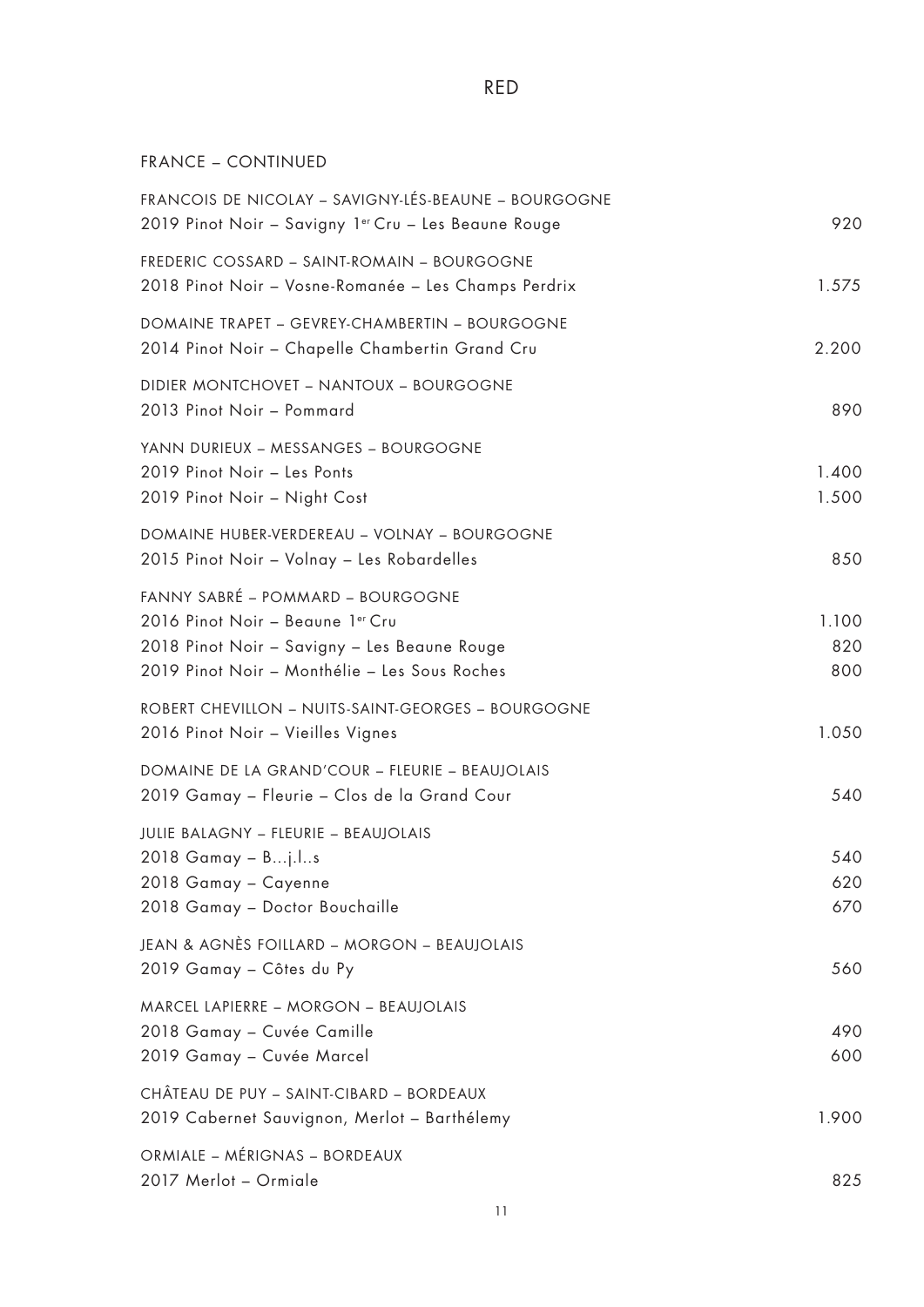# RED

## FRANCE – CONTINUED

FRANCOIS DE NICOLAY – SAVIGNY-LÉS-BEAUNE – BOURGOGNE

| | |
|---|---|
| 2019 Pinot Noir – Savigny 1er Cru – Les Beaune Rouge | 920 |

FREDERIC COSSARD – SAINT-ROMAIN – BOURGOGNE

| | |
|---|---|
| 2018 Pinot Noir – Vosne-Romanée – Les Champs Perdrix | 1.575 |

DOMAINE TRAPET – GEVREY-CHAMBERTIN – BOURGOGNE

| | |
|---|---|
| 2014 Pinot Noir – Chapelle Chambertin Grand Cru | 2.200 |

DIDIER MONTCHOVET – NANTOUX – BOURGOGNE

| | |
|---|---|
| 2013 Pinot Noir – Pommard | 890 |

YANN DURIEUX – MESSANGES – BOURGOGNE

| | |
|---|---|
| 2019 Pinot Noir – Les Ponts | 1.400 |
| 2019 Pinot Noir – Night Cost | 1.500 |

DOMAINE HUBER-VERDEREAU – VOLNAY – BOURGOGNE

| | |
|---|---|
| 2015 Pinot Noir – Volnay – Les Robardelles | 850 |

FANNY SABRÉ – POMMARD – BOURGOGNE

| | |
|---|---|
| 2016 Pinot Noir – Beaune 1er Cru | 1.100 |
| 2018 Pinot Noir – Savigny – Les Beaune Rouge | 820 |
| 2019 Pinot Noir – Monthélie – Les Sous Roches | 800 |

ROBERT CHEVILLON – NUITS-SAINT-GEORGES – BOURGOGNE

| | |
|---|---|
| 2016 Pinot Noir – Vieilles Vignes | 1.050 |

DOMAINE DE LA GRAND'COUR – FLEURIE – BEAUJOLAIS

| | |
|---|---|
| 2019 Gamay – Fleurie – Clos de la Grand Cour | 540 |

JULIE BALAGNY – FLEURIE – BEAUJOLAIS

| | |
|---|---|
| 2018 Gamay – B...j.l..s | 540 |
| 2018 Gamay – Cayenne | 620 |
| 2018 Gamay – Doctor Bouchaille | 670 |

JEAN & AGNÈS FOILLARD – MORGON – BEAUJOLAIS

| | |
|---|---|
| 2019 Gamay – Côtes du Py | 560 |

MARCEL LAPIERRE – MORGON – BEAUJOLAIS

| | |
|---|---|
| 2018 Gamay – Cuvée Camille | 490 |
| 2019 Gamay – Cuvée Marcel | 600 |

CHÂTEAU DE PUY – SAINT-CIBARD – BORDEAUX

| | |
|---|---|
| 2019 Cabernet Sauvignon, Merlot – Barthélemy | 1.900 |

ORMIALE – MÉRIGNAS – BORDEAUX

| | |
|---|---|
| 2017 Merlot – Ormiale | 825 |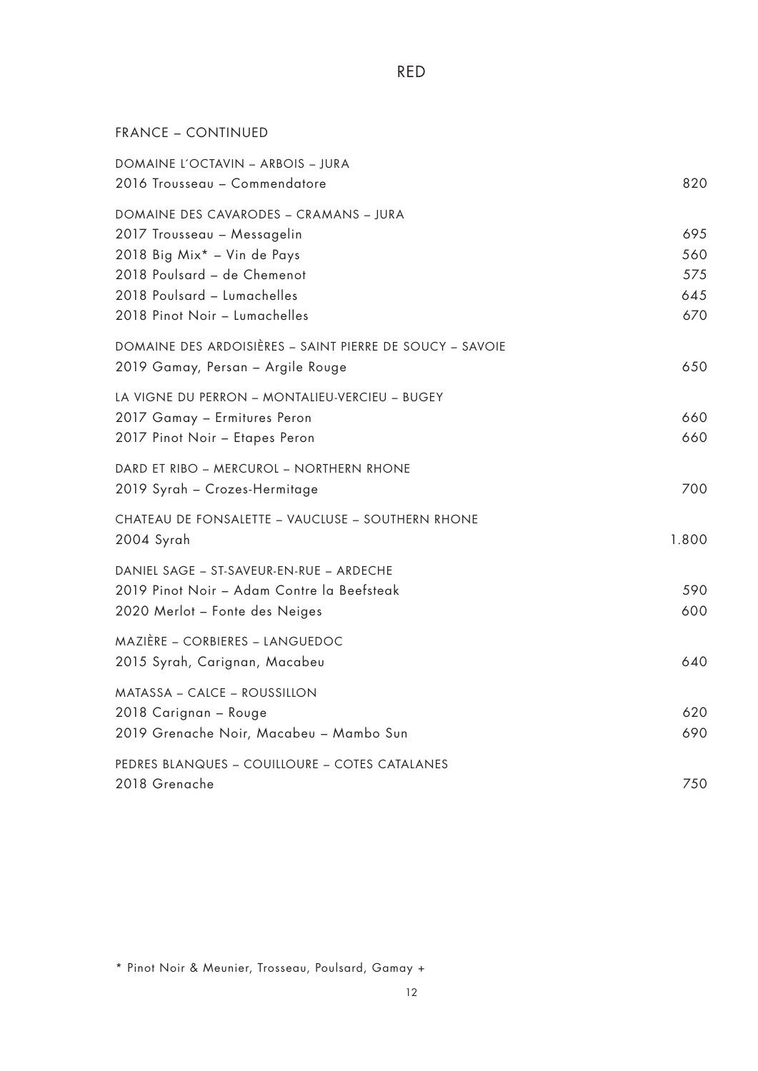# RED

## FRANCE – CONTINUED

| | |
|---|---|
| DOMAINE L´OCTAVIN – ARBOIS – JURA | |
| 2016 Trousseau – Commendatore | 820 |
| DOMAINE DES CAVARODES – CRAMANS – JURA | |
| 2017 Trousseau – Messagelin | 695 |
| 2018 Big Mix* – Vin de Pays | 560 |
| 2018 Poulsard – de Chemenot | 575 |
| 2018 Poulsard – Lumachelles | 645 |
| 2018 Pinot Noir – Lumachelles | 670 |
| DOMAINE DES ARDOISIÈRES – SAINT PIERRE DE SOUCY – SAVOIE | |
| 2019 Gamay, Persan – Argile Rouge | 650 |
| LA VIGNE DU PERRON – MONTALIEU-VERCIEU – BUGEY | |
| 2017 Gamay – Ermitures Peron | 660 |
| 2017 Pinot Noir – Etapes Peron | 660 |
| DARD ET RIBO – MERCUROL – NORTHERN RHONE | |
| 2019 Syrah – Crozes-Hermitage | 700 |
| CHATEAU DE FONSALETTE – VAUCLUSE – SOUTHERN RHONE | |
| 2004 Syrah | 1.800 |
| DANIEL SAGE – ST-SAVEUR-EN-RUE – ARDECHE | |
| 2019 Pinot Noir – Adam Contre la Beefsteak | 590 |
| 2020 Merlot – Fonte des Neiges | 600 |
| MAZIÈRE – CORBIERES – LANGUEDOC | |
| 2015 Syrah, Carignan, Macabeu | 640 |
| MATASSA – CALCE – ROUSSILLON | |
| 2018 Carignan – Rouge | 620 |
| 2019 Grenache Noir, Macabeu – Mambo Sun | 690 |
| PEDRES BLANQUES – COUILLOURE – COTES CATALANES | |
| 2018 Grenache | 750 |

* Pinot Noir & Meunier, Trosseau, Poulsard, Gamay +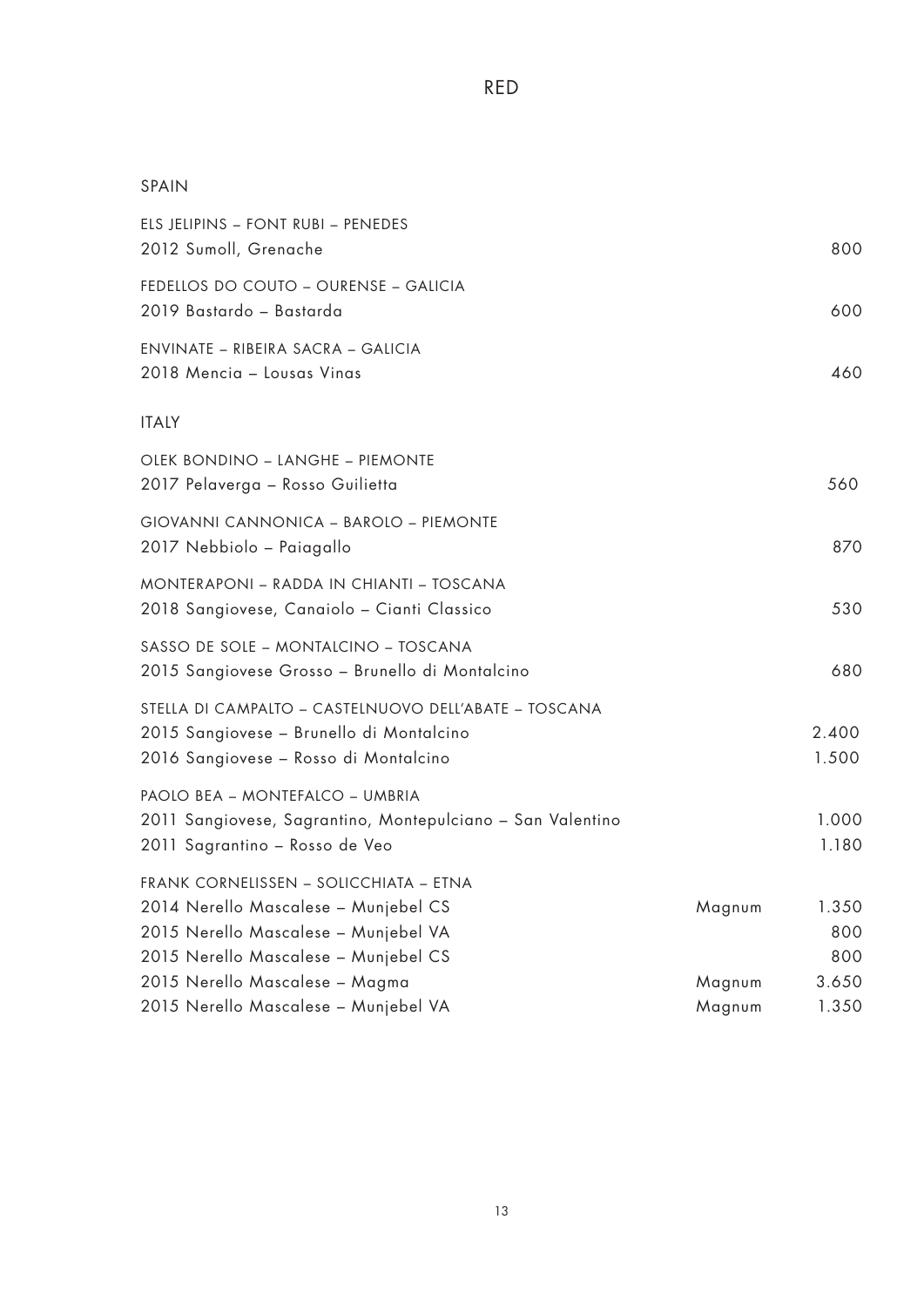# RED

## SPAIN

ELS JELIPINS – FONT RUBI – PENEDES
2012 Sumoll, Grenache — 800

FEDELLOS DO COUTO – OURENSE – GALICIA
2019 Bastardo – Bastarda — 600

ENVINATE – RIBEIRA SACRA – GALICIA
2018 Mencia – Lousas Vinas — 460

## ITALY

OLEK BONDINO – LANGHE – PIEMONTE
2017 Pelaverga – Rosso Guilietta — 560

GIOVANNI CANNONICA – BAROLO – PIEMONTE
2017 Nebbiolo – Paiagallo — 870

MONTERAPONI – RADDA IN CHIANTI – TOSCANA
2018 Sangiovese, Canaiolo – Cianti Classico — 530

SASSO DE SOLE – MONTALCINO – TOSCANA
2015 Sangiovese Grosso – Brunello di Montalcino — 680

STELLA DI CAMPALTO – CASTELNUOVO DELL'ABATE – TOSCANA
2015 Sangiovese – Brunello di Montalcino — 2.400
2016 Sangiovese – Rosso di Montalcino — 1.500

PAOLO BEA – MONTEFALCO – UMBRIA
2011 Sangiovese, Sagrantino, Montepulciano – San Valentino — 1.000
2011 Sagrantino – Rosso de Veo — 1.180

FRANK CORNELISSEN – SOLICCHIATA – ETNA

| Wine | Format | Price |
|---|---|---|
| 2014 Nerello Mascalese – Munjebel CS | Magnum | 1.350 |
| 2015 Nerello Mascalese – Munjebel VA | | 800 |
| 2015 Nerello Mascalese – Munjebel CS | | 800 |
| 2015 Nerello Mascalese – Magma | Magnum | 3.650 |
| 2015 Nerello Mascalese – Munjebel VA | Magnum | 1.350 |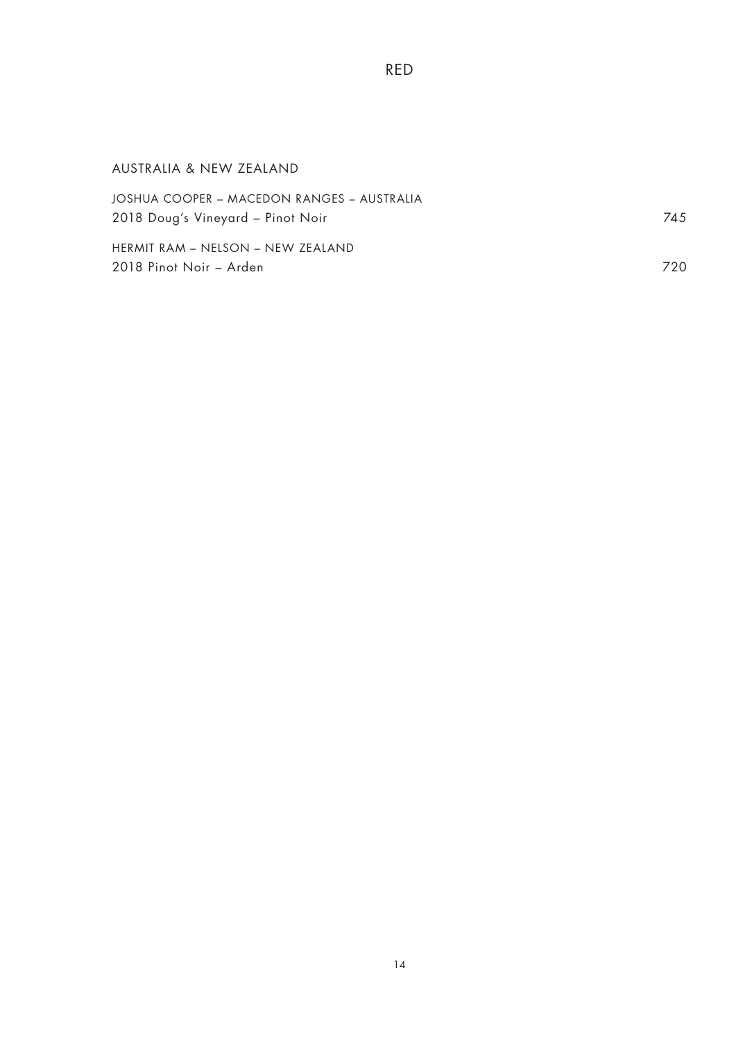# RED

## AUSTRALIA & NEW ZEALAND

JOSHUA COOPER – MACEDON RANGES – AUSTRALIA
2018 Doug's Vineyard – Pinot Noir 745

HERMIT RAM – NELSON – NEW ZEALAND
2018 Pinot Noir – Arden 720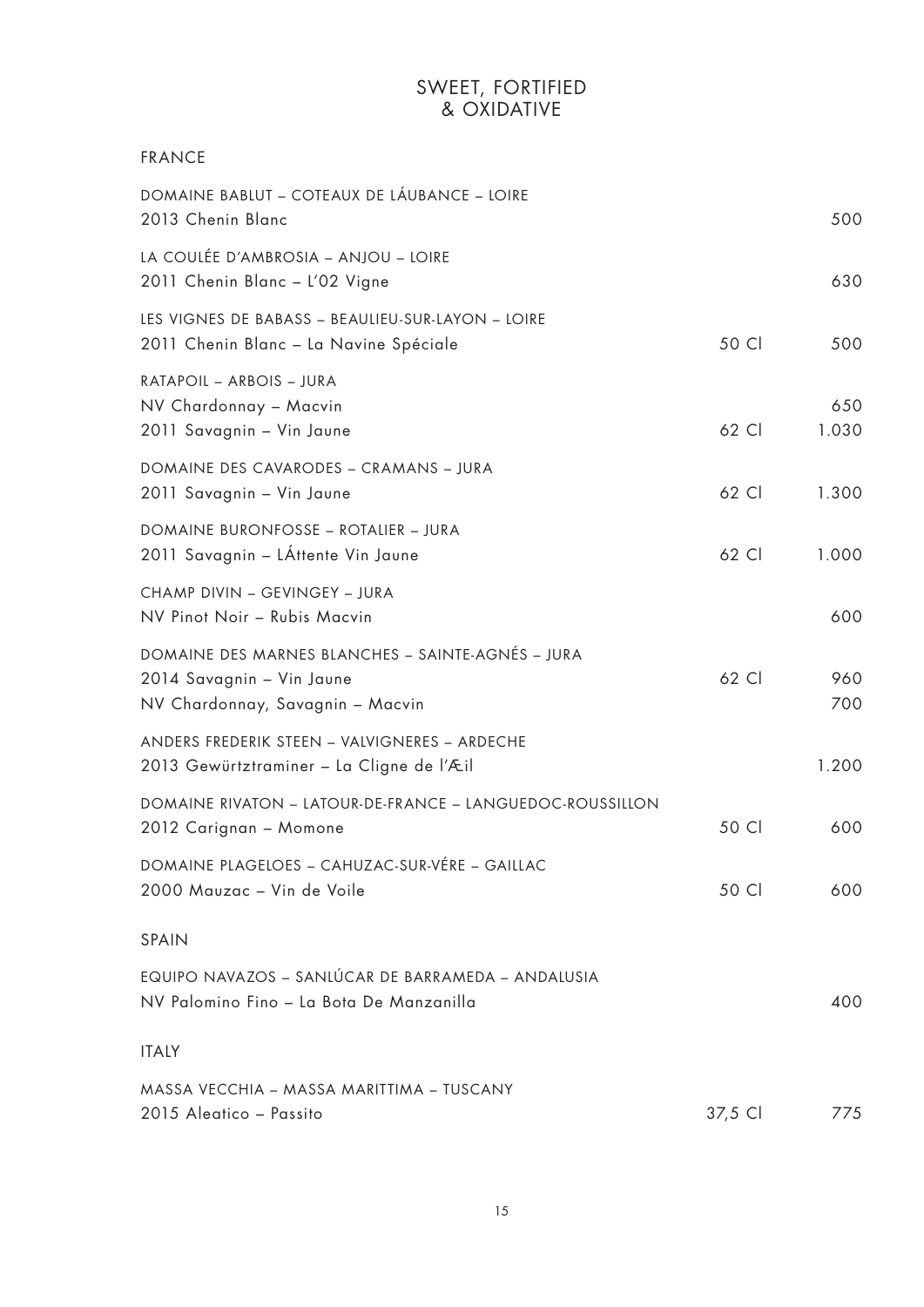# SWEET, FORTIFIED & OXIDATIVE

## FRANCE

DOMAINE BABLUT – COTEAUX DE LÁUBANCE – LOIRE
2013 Chenin Blanc — 500

LA COULÉE D'AMBROSIA – ANJOU – LOIRE
2011 Chenin Blanc – L'02 Vigne — 630

LES VIGNES DE BABASS – BEAULIEU-SUR-LAYON – LOIRE
2011 Chenin Blanc – La Navine Spéciale — 50 Cl — 500

RATAPOIL – ARBOIS – JURA
NV Chardonnay – Macvin — 650
2011 Savagnin – Vin Jaune — 62 Cl — 1.030

DOMAINE DES CAVARODES – CRAMANS – JURA
2011 Savagnin – Vin Jaune — 62 Cl — 1.300

DOMAINE BURONFOSSE – ROTALIER – JURA
2011 Savagnin – LÁttente Vin Jaune — 62 Cl — 1.000

CHAMP DIVIN – GEVINGEY – JURA
NV Pinot Noir – Rubis Macvin — 600

DOMAINE DES MARNES BLANCHES – SAINTE-AGNÉS – JURA
2014 Savagnin – Vin Jaune — 62 Cl — 960
NV Chardonnay, Savagnin – Macvin — 700

ANDERS FREDERIK STEEN – VALVIGNERES – ARDECHE
2013 Gewürztraminer – La Cligne de l'Æil — 1.200

DOMAINE RIVATON – LATOUR-DE-FRANCE – LANGUEDOC-ROUSSILLON
2012 Carignan – Momone — 50 Cl — 600

DOMAINE PLAGELOES – CAHUZAC-SUR-VÉRE – GAILLAC
2000 Mauzac – Vin de Voile — 50 Cl — 600

## SPAIN

EQUIPO NAVAZOS – SANLÚCAR DE BARRAMEDA – ANDALUSIA
NV Palomino Fino – La Bota De Manzanilla — 400

## ITALY

MASSA VECCHIA – MASSA MARITTIMA – TUSCANY
2015 Aleatico – Passito — 37,5 Cl — 775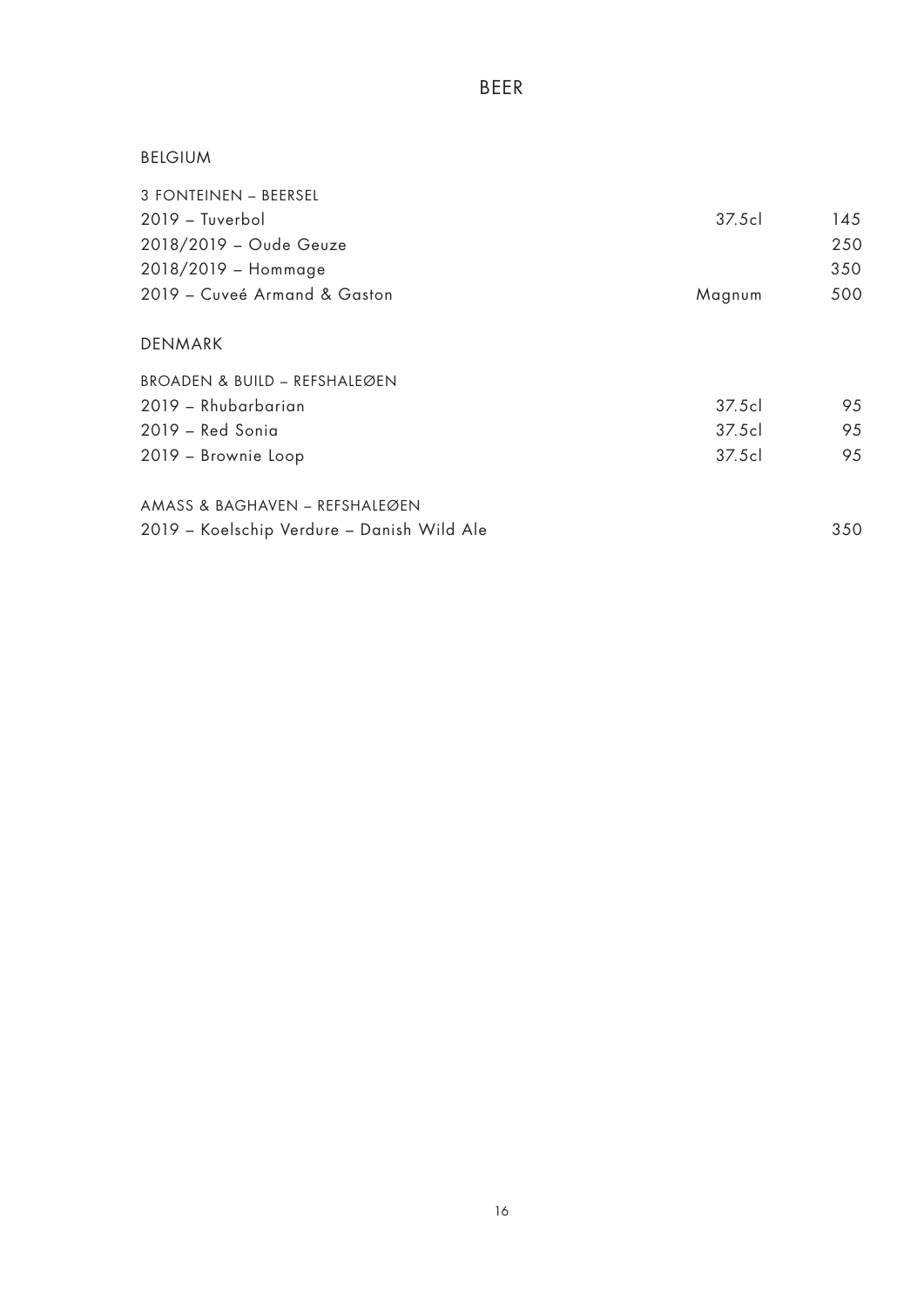# BEER

## BELGIUM

| | | |
|---|---|---|
| 3 FONTEINEN – BEERSEL | | |
| 2019 – Tuverbol | 37.5cl | 145 |
| 2018/2019 – Oude Geuze | | 250 |
| 2018/2019 – Hommage | | 350 |
| 2019 – Cuveé Armand & Gaston | Magnum | 500 |

## DENMARK

| | | |
|---|---|---|
| BROADEN & BUILD – REFSHALEØEN | | |
| 2019 – Rhubarbarian | 37.5cl | 95 |
| 2019 – Red Sonia | 37.5cl | 95 |
| 2019 – Brownie Loop | 37.5cl | 95 |
| AMASS & BAGHAVEN – REFSHALEØEN | | |
| 2019 – Koelschip Verdure – Danish Wild Ale | | 350 |